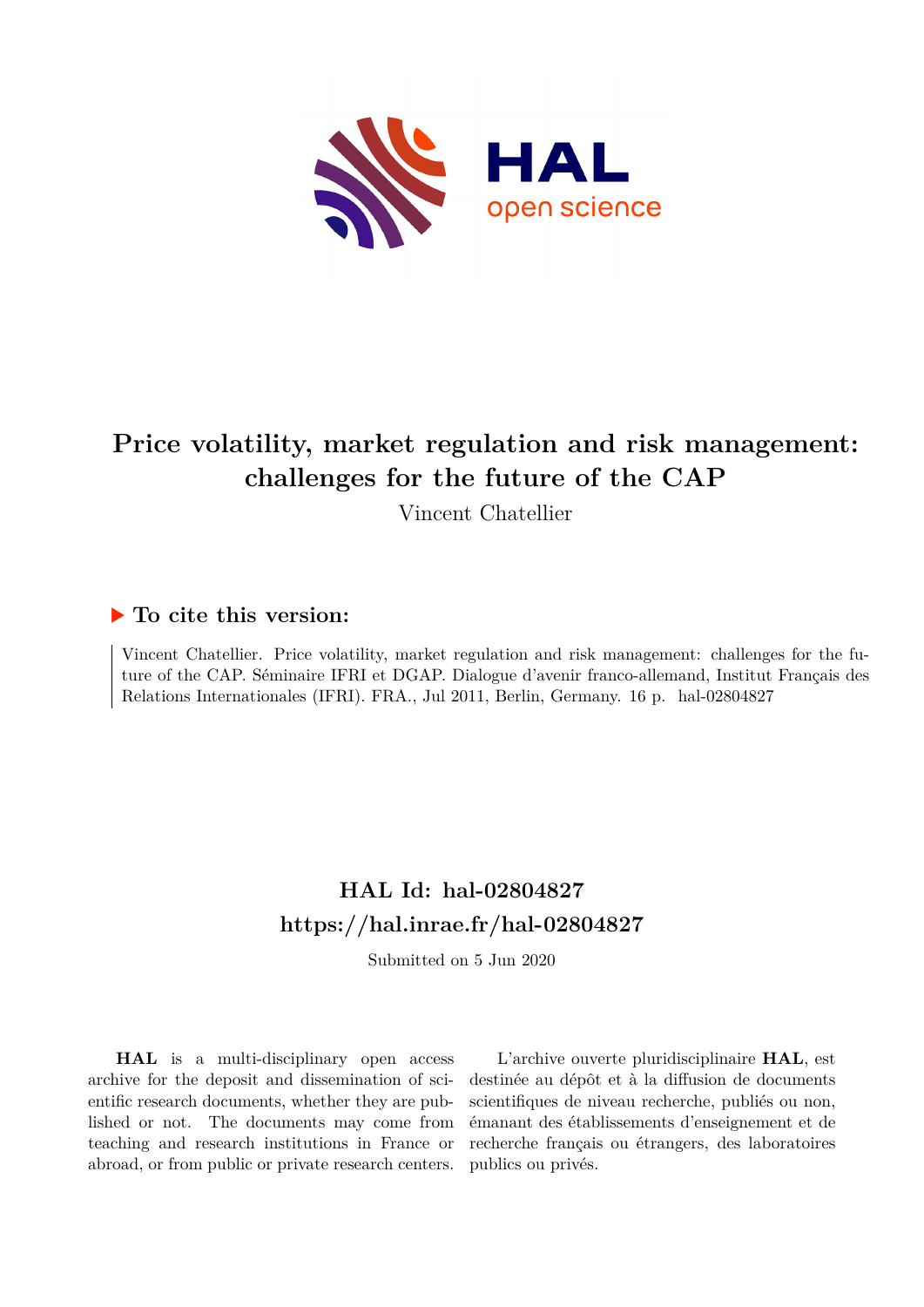# Price volatility, market regulation and risk management: challenges for the future of the CAP

Vincent Chatellier

## ▶ To cite this version:

Vincent Chatellier. Price volatility, market regulation and risk management: challenges for the future of the CAP. Séminaire IFRI et DGAP. Dialogue d'avenir franco-allemand, Institut Français des Relations Internationales (IFRI). FRA., Jul 2011, Berlin, Germany. 16 p. hal-02804827

## HAL Id: hal-02804827

## https://hal.inrae.fr/hal-02804827

Submitted on 5 Jun 2020

**HAL** is a multi-disciplinary open access archive for the deposit and dissemination of scientific research documents, whether they are published or not. The documents may come from teaching and research institutions in France or abroad, or from public or private research centers.

L'archive ouverte pluridisciplinaire **HAL**, est destinée au dépôt et à la diffusion de documents scientifiques de niveau recherche, publiés ou non, émanant des établissements d'enseignement et de recherche français ou étrangers, des laboratoires publics ou privés.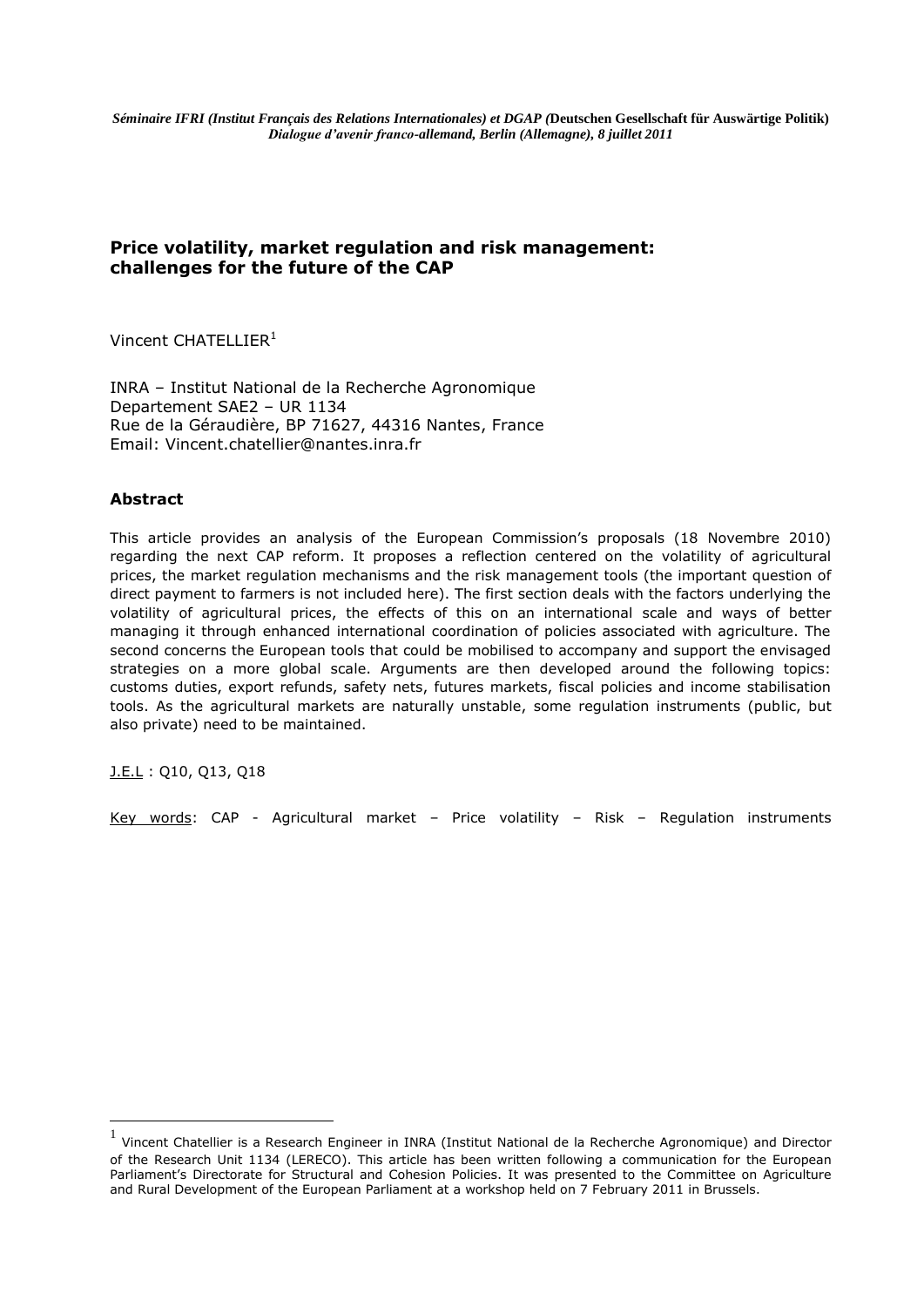*Séminaire IFRI (Institut Français des Relations Internationales) et DGAP (***Deutschen Gesellschaft für Auswärtige Politik)**
*Dialogue d'avenir franco-allemand, Berlin (Allemagne), 8 juillet 2011*

# Price volatility, market regulation and risk management: challenges for the future of the CAP

Vincent CHATELLIER[1]

INRA – Institut National de la Recherche Agronomique
Departement SAE2 – UR 1134
Rue de la Géraudière, BP 71627, 44316 Nantes, France
Email: Vincent.chatellier@nantes.inra.fr

## Abstract

This article provides an analysis of the European Commission's proposals (18 Novembre 2010) regarding the next CAP reform. It proposes a reflection centered on the volatility of agricultural prices, the market regulation mechanisms and the risk management tools (the important question of direct payment to farmers is not included here). The first section deals with the factors underlying the volatility of agricultural prices, the effects of this on an international scale and ways of better managing it through enhanced international coordination of policies associated with agriculture. The second concerns the European tools that could be mobilised to accompany and support the envisaged strategies on a more global scale. Arguments are then developed around the following topics: customs duties, export refunds, safety nets, futures markets, fiscal policies and income stabilisation tools. As the agricultural markets are naturally unstable, some regulation instruments (public, but also private) need to be maintained.

J.E.L : Q10, Q13, Q18

Key words: CAP - Agricultural market – Price volatility – Risk – Regulation instruments

---

[1] Vincent Chatellier is a Research Engineer in INRA (Institut National de la Recherche Agronomique) and Director of the Research Unit 1134 (LERECO). This article has been written following a communication for the European Parliament's Directorate for Structural and Cohesion Policies. It was presented to the Committee on Agriculture and Rural Development of the European Parliament at a workshop held on 7 February 2011 in Brussels.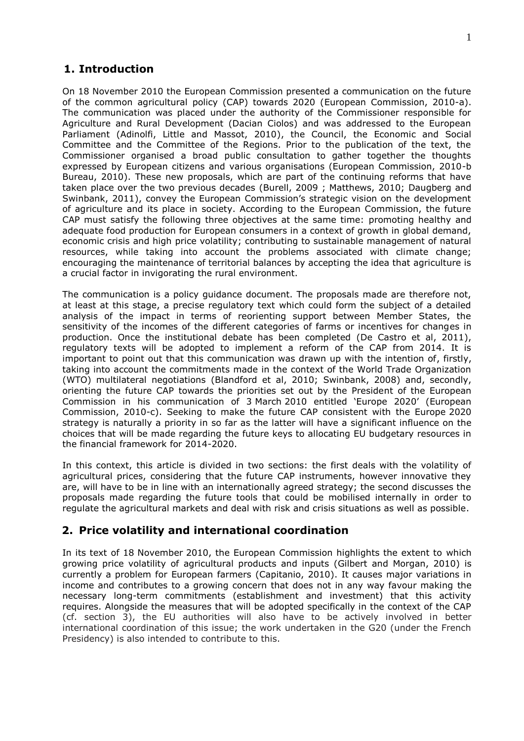## 1. Introduction

On 18 November 2010 the European Commission presented a communication on the future of the common agricultural policy (CAP) towards 2020 (European Commission, 2010-a). The communication was placed under the authority of the Commissioner responsible for Agriculture and Rural Development (Dacian Ciolos) and was addressed to the European Parliament (Adinolfi, Little and Massot, 2010), the Council, the Economic and Social Committee and the Committee of the Regions. Prior to the publication of the text, the Commissioner organised a broad public consultation to gather together the thoughts expressed by European citizens and various organisations (European Commission, 2010-b Bureau, 2010). These new proposals, which are part of the continuing reforms that have taken place over the two previous decades (Burell, 2009 ; Matthews, 2010; Daugberg and Swinbank, 2011), convey the European Commission's strategic vision on the development of agriculture and its place in society. According to the European Commission, the future CAP must satisfy the following three objectives at the same time: promoting healthy and adequate food production for European consumers in a context of growth in global demand, economic crisis and high price volatility; contributing to sustainable management of natural resources, while taking into account the problems associated with climate change; encouraging the maintenance of territorial balances by accepting the idea that agriculture is a crucial factor in invigorating the rural environment.

The communication is a policy guidance document. The proposals made are therefore not, at least at this stage, a precise regulatory text which could form the subject of a detailed analysis of the impact in terms of reorienting support between Member States, the sensitivity of the incomes of the different categories of farms or incentives for changes in production. Once the institutional debate has been completed (De Castro et al, 2011), regulatory texts will be adopted to implement a reform of the CAP from 2014. It is important to point out that this communication was drawn up with the intention of, firstly, taking into account the commitments made in the context of the World Trade Organization (WTO) multilateral negotiations (Blandford et al, 2010; Swinbank, 2008) and, secondly, orienting the future CAP towards the priorities set out by the President of the European Commission in his communication of 3 March 2010 entitled 'Europe 2020' (European Commission, 2010-c). Seeking to make the future CAP consistent with the Europe 2020 strategy is naturally a priority in so far as the latter will have a significant influence on the choices that will be made regarding the future keys to allocating EU budgetary resources in the financial framework for 2014-2020.

In this context, this article is divided in two sections: the first deals with the volatility of agricultural prices, considering that the future CAP instruments, however innovative they are, will have to be in line with an internationally agreed strategy; the second discusses the proposals made regarding the future tools that could be mobilised internally in order to regulate the agricultural markets and deal with risk and crisis situations as well as possible.

## 2. Price volatility and international coordination

In its text of 18 November 2010, the European Commission highlights the extent to which growing price volatility of agricultural products and inputs (Gilbert and Morgan, 2010) is currently a problem for European farmers (Capitanio, 2010). It causes major variations in income and contributes to a growing concern that does not in any way favour making the necessary long-term commitments (establishment and investment) that this activity requires. Alongside the measures that will be adopted specifically in the context of the CAP (cf. section 3), the EU authorities will also have to be actively involved in better international coordination of this issue; the work undertaken in the G20 (under the French Presidency) is also intended to contribute to this.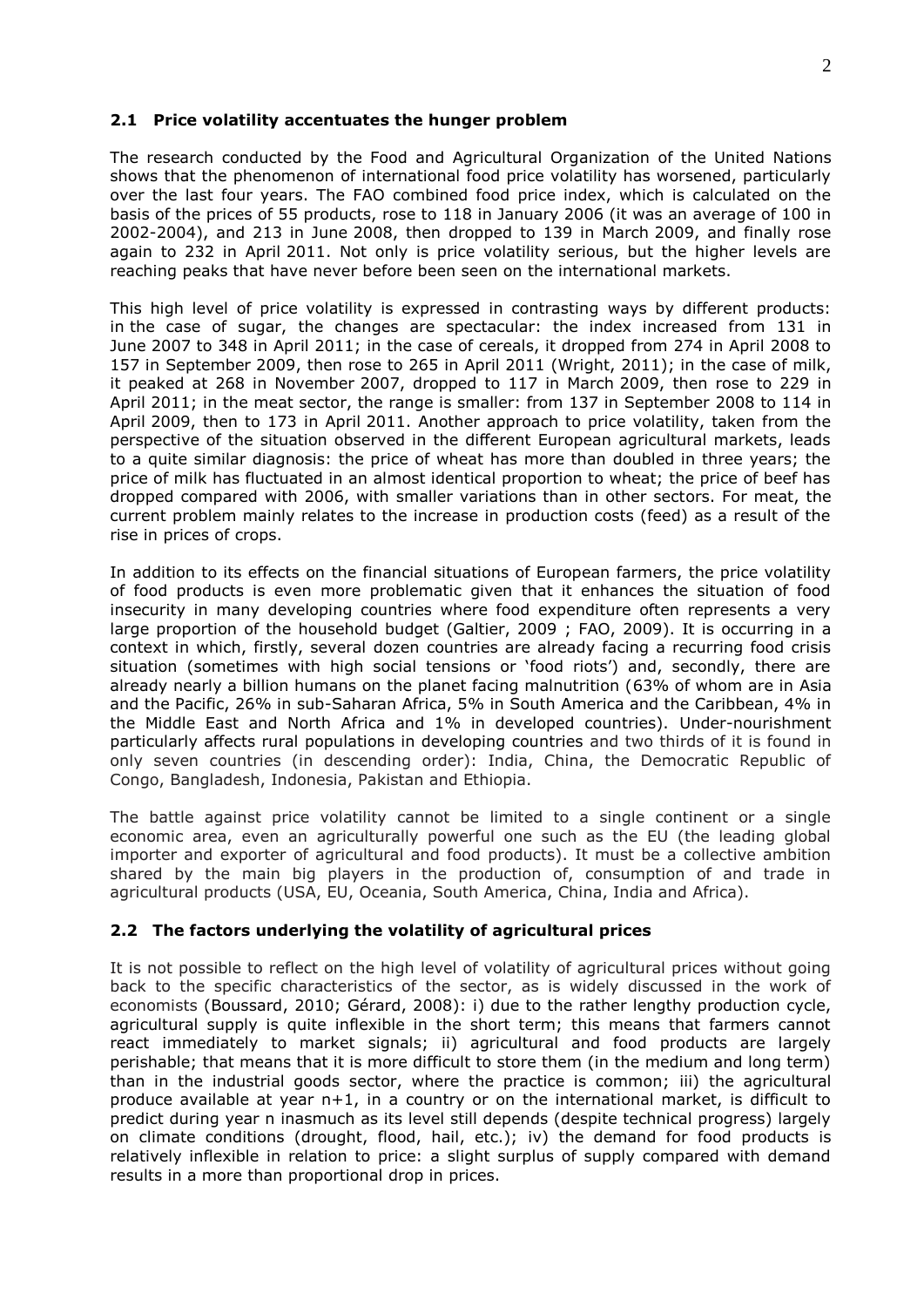## 2.1 Price volatility accentuates the hunger problem

The research conducted by the Food and Agricultural Organization of the United Nations shows that the phenomenon of international food price volatility has worsened, particularly over the last four years. The FAO combined food price index, which is calculated on the basis of the prices of 55 products, rose to 118 in January 2006 (it was an average of 100 in 2002-2004), and 213 in June 2008, then dropped to 139 in March 2009, and finally rose again to 232 in April 2011. Not only is price volatility serious, but the higher levels are reaching peaks that have never before been seen on the international markets.

This high level of price volatility is expressed in contrasting ways by different products: in the case of sugar, the changes are spectacular: the index increased from 131 in June 2007 to 348 in April 2011; in the case of cereals, it dropped from 274 in April 2008 to 157 in September 2009, then rose to 265 in April 2011 (Wright, 2011); in the case of milk, it peaked at 268 in November 2007, dropped to 117 in March 2009, then rose to 229 in April 2011; in the meat sector, the range is smaller: from 137 in September 2008 to 114 in April 2009, then to 173 in April 2011. Another approach to price volatility, taken from the perspective of the situation observed in the different European agricultural markets, leads to a quite similar diagnosis: the price of wheat has more than doubled in three years; the price of milk has fluctuated in an almost identical proportion to wheat; the price of beef has dropped compared with 2006, with smaller variations than in other sectors. For meat, the current problem mainly relates to the increase in production costs (feed) as a result of the rise in prices of crops.

In addition to its effects on the financial situations of European farmers, the price volatility of food products is even more problematic given that it enhances the situation of food insecurity in many developing countries where food expenditure often represents a very large proportion of the household budget (Galtier, 2009 ; FAO, 2009). It is occurring in a context in which, firstly, several dozen countries are already facing a recurring food crisis situation (sometimes with high social tensions or 'food riots') and, secondly, there are already nearly a billion humans on the planet facing malnutrition (63% of whom are in Asia and the Pacific, 26% in sub-Saharan Africa, 5% in South America and the Caribbean, 4% in the Middle East and North Africa and 1% in developed countries). Under-nourishment particularly affects rural populations in developing countries and two thirds of it is found in only seven countries (in descending order): India, China, the Democratic Republic of Congo, Bangladesh, Indonesia, Pakistan and Ethiopia.

The battle against price volatility cannot be limited to a single continent or a single economic area, even an agriculturally powerful one such as the EU (the leading global importer and exporter of agricultural and food products). It must be a collective ambition shared by the main big players in the production of, consumption of and trade in agricultural products (USA, EU, Oceania, South America, China, India and Africa).

## 2.2 The factors underlying the volatility of agricultural prices

It is not possible to reflect on the high level of volatility of agricultural prices without going back to the specific characteristics of the sector, as is widely discussed in the work of economists (Boussard, 2010; Gérard, 2008): i) due to the rather lengthy production cycle, agricultural supply is quite inflexible in the short term; this means that farmers cannot react immediately to market signals; ii) agricultural and food products are largely perishable; that means that it is more difficult to store them (in the medium and long term) than in the industrial goods sector, where the practice is common; iii) the agricultural produce available at year n+1, in a country or on the international market, is difficult to predict during year n inasmuch as its level still depends (despite technical progress) largely on climate conditions (drought, flood, hail, etc.); iv) the demand for food products is relatively inflexible in relation to price: a slight surplus of supply compared with demand results in a more than proportional drop in prices.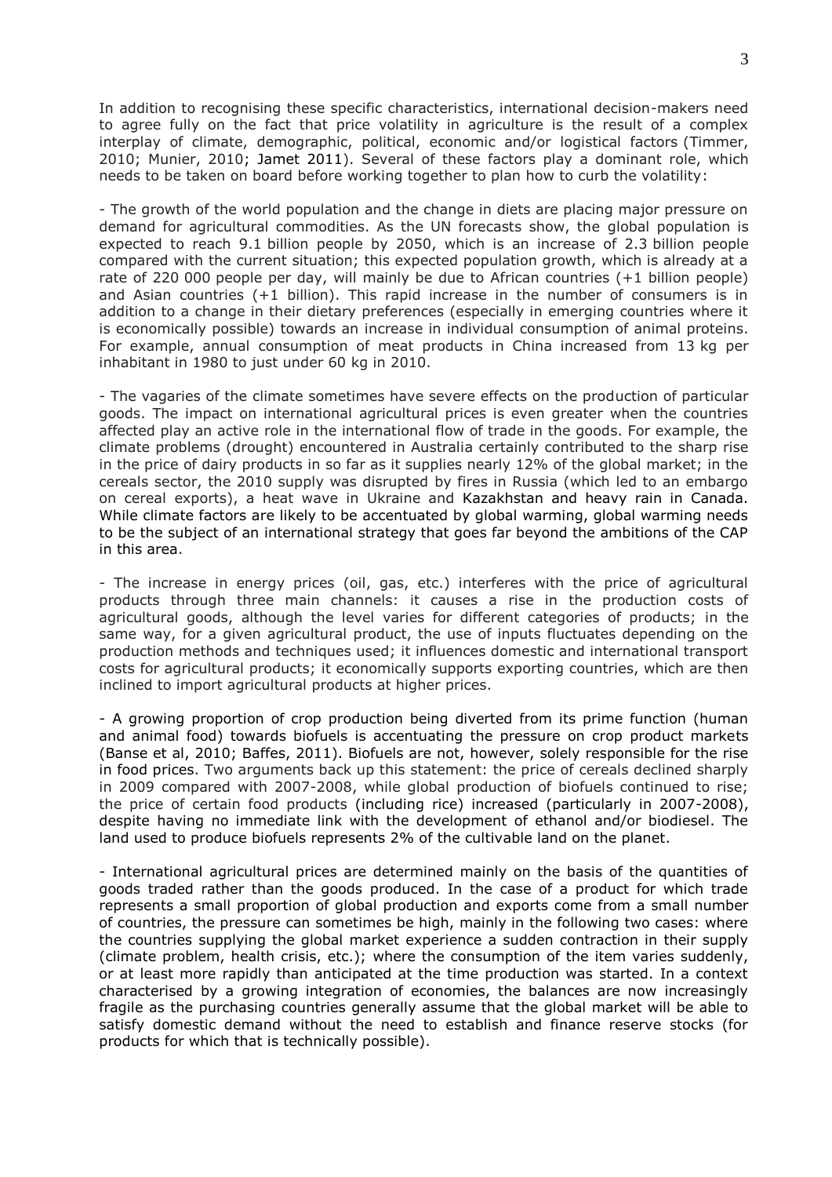In addition to recognising these specific characteristics, international decision-makers need to agree fully on the fact that price volatility in agriculture is the result of a complex interplay of climate, demographic, political, economic and/or logistical factors (Timmer, 2010; Munier, 2010; Jamet 2011). Several of these factors play a dominant role, which needs to be taken on board before working together to plan how to curb the volatility:

- The growth of the world population and the change in diets are placing major pressure on demand for agricultural commodities. As the UN forecasts show, the global population is expected to reach 9.1 billion people by 2050, which is an increase of 2.3 billion people compared with the current situation; this expected population growth, which is already at a rate of 220 000 people per day, will mainly be due to African countries (+1 billion people) and Asian countries (+1 billion). This rapid increase in the number of consumers is in addition to a change in their dietary preferences (especially in emerging countries where it is economically possible) towards an increase in individual consumption of animal proteins. For example, annual consumption of meat products in China increased from 13 kg per inhabitant in 1980 to just under 60 kg in 2010.

- The vagaries of the climate sometimes have severe effects on the production of particular goods. The impact on international agricultural prices is even greater when the countries affected play an active role in the international flow of trade in the goods. For example, the climate problems (drought) encountered in Australia certainly contributed to the sharp rise in the price of dairy products in so far as it supplies nearly 12% of the global market; in the cereals sector, the 2010 supply was disrupted by fires in Russia (which led to an embargo on cereal exports), a heat wave in Ukraine and Kazakhstan and heavy rain in Canada. While climate factors are likely to be accentuated by global warming, global warming needs to be the subject of an international strategy that goes far beyond the ambitions of the CAP in this area.

- The increase in energy prices (oil, gas, etc.) interferes with the price of agricultural products through three main channels: it causes a rise in the production costs of agricultural goods, although the level varies for different categories of products; in the same way, for a given agricultural product, the use of inputs fluctuates depending on the production methods and techniques used; it influences domestic and international transport costs for agricultural products; it economically supports exporting countries, which are then inclined to import agricultural products at higher prices.

- A growing proportion of crop production being diverted from its prime function (human and animal food) towards biofuels is accentuating the pressure on crop product markets (Banse et al, 2010; Baffes, 2011). Biofuels are not, however, solely responsible for the rise in food prices. Two arguments back up this statement: the price of cereals declined sharply in 2009 compared with 2007-2008, while global production of biofuels continued to rise; the price of certain food products (including rice) increased (particularly in 2007-2008), despite having no immediate link with the development of ethanol and/or biodiesel. The land used to produce biofuels represents 2% of the cultivable land on the planet.

- International agricultural prices are determined mainly on the basis of the quantities of goods traded rather than the goods produced. In the case of a product for which trade represents a small proportion of global production and exports come from a small number of countries, the pressure can sometimes be high, mainly in the following two cases: where the countries supplying the global market experience a sudden contraction in their supply (climate problem, health crisis, etc.); where the consumption of the item varies suddenly, or at least more rapidly than anticipated at the time production was started. In a context characterised by a growing integration of economies, the balances are now increasingly fragile as the purchasing countries generally assume that the global market will be able to satisfy domestic demand without the need to establish and finance reserve stocks (for products for which that is technically possible).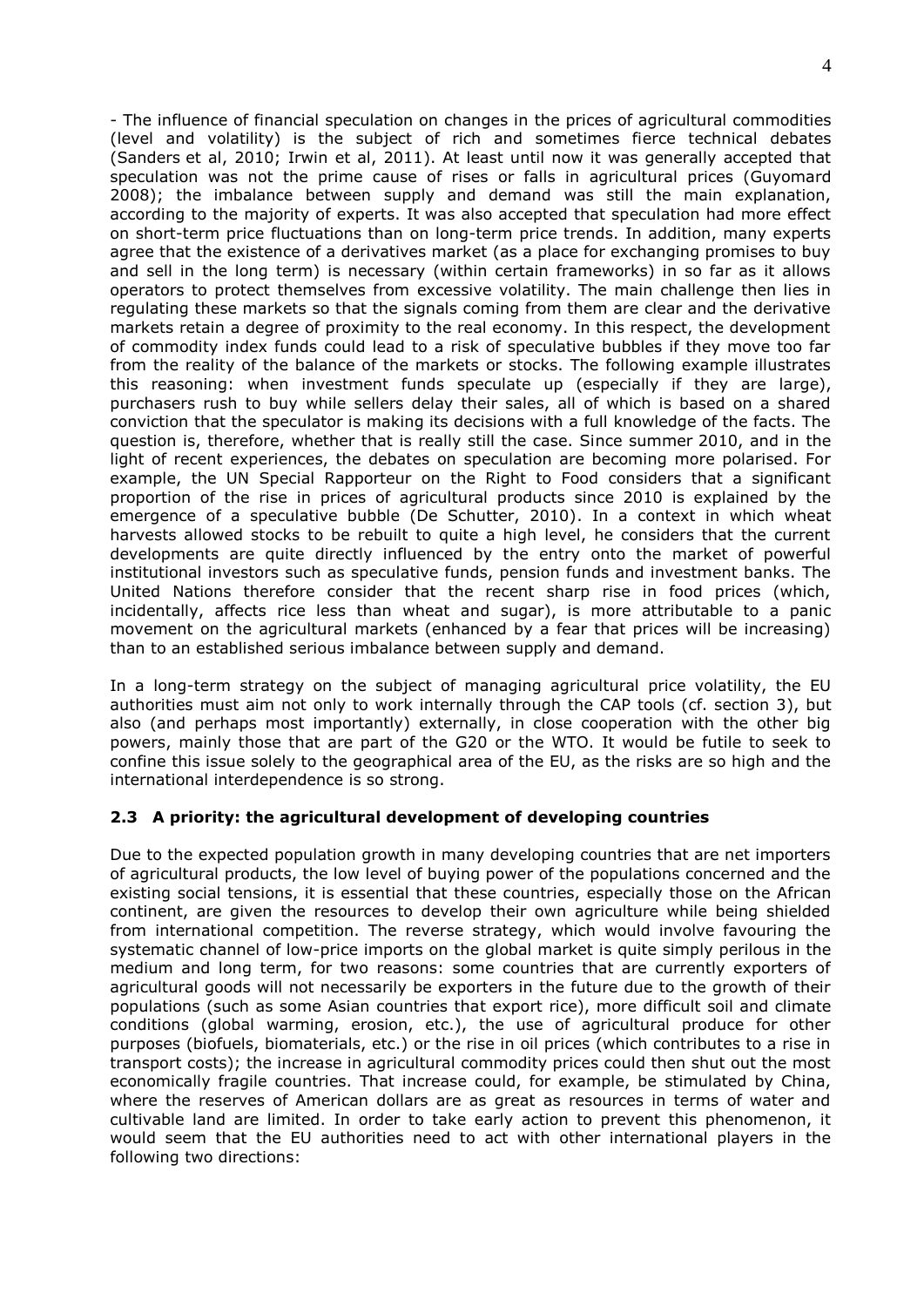- The influence of financial speculation on changes in the prices of agricultural commodities (level and volatility) is the subject of rich and sometimes fierce technical debates (Sanders et al, 2010; Irwin et al, 2011). At least until now it was generally accepted that speculation was not the prime cause of rises or falls in agricultural prices (Guyomard 2008); the imbalance between supply and demand was still the main explanation, according to the majority of experts. It was also accepted that speculation had more effect on short-term price fluctuations than on long-term price trends. In addition, many experts agree that the existence of a derivatives market (as a place for exchanging promises to buy and sell in the long term) is necessary (within certain frameworks) in so far as it allows operators to protect themselves from excessive volatility. The main challenge then lies in regulating these markets so that the signals coming from them are clear and the derivative markets retain a degree of proximity to the real economy. In this respect, the development of commodity index funds could lead to a risk of speculative bubbles if they move too far from the reality of the balance of the markets or stocks. The following example illustrates this reasoning: when investment funds speculate up (especially if they are large), purchasers rush to buy while sellers delay their sales, all of which is based on a shared conviction that the speculator is making its decisions with a full knowledge of the facts. The question is, therefore, whether that is really still the case. Since summer 2010, and in the light of recent experiences, the debates on speculation are becoming more polarised. For example, the UN Special Rapporteur on the Right to Food considers that a significant proportion of the rise in prices of agricultural products since 2010 is explained by the emergence of a speculative bubble (De Schutter, 2010). In a context in which wheat harvests allowed stocks to be rebuilt to quite a high level, he considers that the current developments are quite directly influenced by the entry onto the market of powerful institutional investors such as speculative funds, pension funds and investment banks. The United Nations therefore consider that the recent sharp rise in food prices (which, incidentally, affects rice less than wheat and sugar), is more attributable to a panic movement on the agricultural markets (enhanced by a fear that prices will be increasing) than to an established serious imbalance between supply and demand.

In a long-term strategy on the subject of managing agricultural price volatility, the EU authorities must aim not only to work internally through the CAP tools (cf. section 3), but also (and perhaps most importantly) externally, in close cooperation with the other big powers, mainly those that are part of the G20 or the WTO. It would be futile to seek to confine this issue solely to the geographical area of the EU, as the risks are so high and the international interdependence is so strong.

### 2.3 A priority: the agricultural development of developing countries

Due to the expected population growth in many developing countries that are net importers of agricultural products, the low level of buying power of the populations concerned and the existing social tensions, it is essential that these countries, especially those on the African continent, are given the resources to develop their own agriculture while being shielded from international competition. The reverse strategy, which would involve favouring the systematic channel of low-price imports on the global market is quite simply perilous in the medium and long term, for two reasons: some countries that are currently exporters of agricultural goods will not necessarily be exporters in the future due to the growth of their populations (such as some Asian countries that export rice), more difficult soil and climate conditions (global warming, erosion, etc.), the use of agricultural produce for other purposes (biofuels, biomaterials, etc.) or the rise in oil prices (which contributes to a rise in transport costs); the increase in agricultural commodity prices could then shut out the most economically fragile countries. That increase could, for example, be stimulated by China, where the reserves of American dollars are as great as resources in terms of water and cultivable land are limited. In order to take early action to prevent this phenomenon, it would seem that the EU authorities need to act with other international players in the following two directions: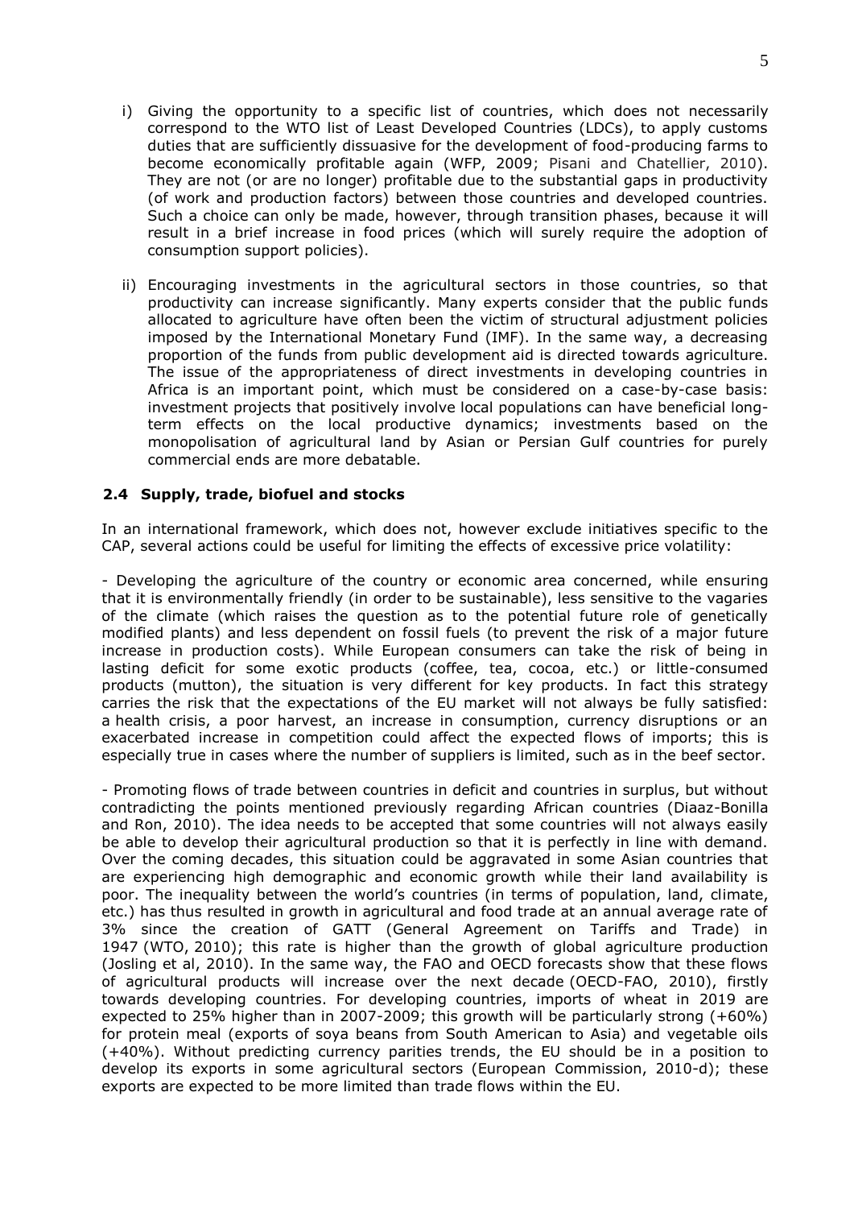i) Giving the opportunity to a specific list of countries, which does not necessarily correspond to the WTO list of Least Developed Countries (LDCs), to apply customs duties that are sufficiently dissuasive for the development of food-producing farms to become economically profitable again (WFP, 2009; Pisani and Chatellier, 2010). They are not (or are no longer) profitable due to the substantial gaps in productivity (of work and production factors) between those countries and developed countries. Such a choice can only be made, however, through transition phases, because it will result in a brief increase in food prices (which will surely require the adoption of consumption support policies).

ii) Encouraging investments in the agricultural sectors in those countries, so that productivity can increase significantly. Many experts consider that the public funds allocated to agriculture have often been the victim of structural adjustment policies imposed by the International Monetary Fund (IMF). In the same way, a decreasing proportion of the funds from public development aid is directed towards agriculture. The issue of the appropriateness of direct investments in developing countries in Africa is an important point, which must be considered on a case-by-case basis: investment projects that positively involve local populations can have beneficial long-term effects on the local productive dynamics; investments based on the monopolisation of agricultural land by Asian or Persian Gulf countries for purely commercial ends are more debatable.

### 2.4 Supply, trade, biofuel and stocks

In an international framework, which does not, however exclude initiatives specific to the CAP, several actions could be useful for limiting the effects of excessive price volatility:

- Developing the agriculture of the country or economic area concerned, while ensuring that it is environmentally friendly (in order to be sustainable), less sensitive to the vagaries of the climate (which raises the question as to the potential future role of genetically modified plants) and less dependent on fossil fuels (to prevent the risk of a major future increase in production costs). While European consumers can take the risk of being in lasting deficit for some exotic products (coffee, tea, cocoa, etc.) or little-consumed products (mutton), the situation is very different for key products. In fact this strategy carries the risk that the expectations of the EU market will not always be fully satisfied: a health crisis, a poor harvest, an increase in consumption, currency disruptions or an exacerbated increase in competition could affect the expected flows of imports; this is especially true in cases where the number of suppliers is limited, such as in the beef sector.

- Promoting flows of trade between countries in deficit and countries in surplus, but without contradicting the points mentioned previously regarding African countries (Diaaz-Bonilla and Ron, 2010). The idea needs to be accepted that some countries will not always easily be able to develop their agricultural production so that it is perfectly in line with demand. Over the coming decades, this situation could be aggravated in some Asian countries that are experiencing high demographic and economic growth while their land availability is poor. The inequality between the world's countries (in terms of population, land, climate, etc.) has thus resulted in growth in agricultural and food trade at an annual average rate of 3% since the creation of GATT (General Agreement on Tariffs and Trade) in 1947 (WTO, 2010); this rate is higher than the growth of global agriculture production (Josling et al, 2010). In the same way, the FAO and OECD forecasts show that these flows of agricultural products will increase over the next decade (OECD-FAO, 2010), firstly towards developing countries. For developing countries, imports of wheat in 2019 are expected to 25% higher than in 2007-2009; this growth will be particularly strong (+60%) for protein meal (exports of soya beans from South American to Asia) and vegetable oils (+40%). Without predicting currency parities trends, the EU should be in a position to develop its exports in some agricultural sectors (European Commission, 2010-d); these exports are expected to be more limited than trade flows within the EU.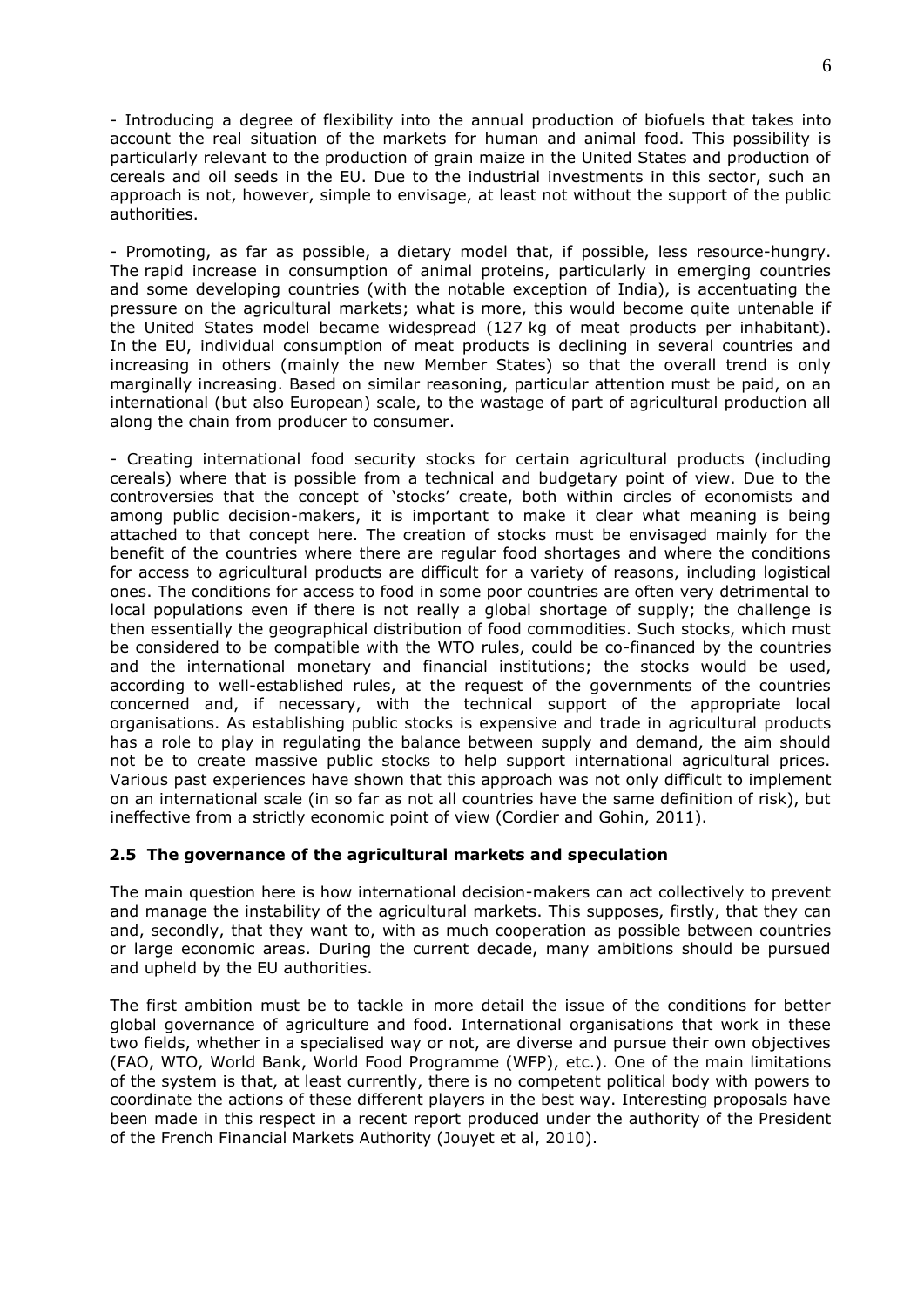- Introducing a degree of flexibility into the annual production of biofuels that takes into account the real situation of the markets for human and animal food. This possibility is particularly relevant to the production of grain maize in the United States and production of cereals and oil seeds in the EU. Due to the industrial investments in this sector, such an approach is not, however, simple to envisage, at least not without the support of the public authorities.

- Promoting, as far as possible, a dietary model that, if possible, less resource-hungry. The rapid increase in consumption of animal proteins, particularly in emerging countries and some developing countries (with the notable exception of India), is accentuating the pressure on the agricultural markets; what is more, this would become quite untenable if the United States model became widespread (127 kg of meat products per inhabitant). In the EU, individual consumption of meat products is declining in several countries and increasing in others (mainly the new Member States) so that the overall trend is only marginally increasing. Based on similar reasoning, particular attention must be paid, on an international (but also European) scale, to the wastage of part of agricultural production all along the chain from producer to consumer.

- Creating international food security stocks for certain agricultural products (including cereals) where that is possible from a technical and budgetary point of view. Due to the controversies that the concept of 'stocks' create, both within circles of economists and among public decision-makers, it is important to make it clear what meaning is being attached to that concept here. The creation of stocks must be envisaged mainly for the benefit of the countries where there are regular food shortages and where the conditions for access to agricultural products are difficult for a variety of reasons, including logistical ones. The conditions for access to food in some poor countries are often very detrimental to local populations even if there is not really a global shortage of supply; the challenge is then essentially the geographical distribution of food commodities. Such stocks, which must be considered to be compatible with the WTO rules, could be co-financed by the countries and the international monetary and financial institutions; the stocks would be used, according to well-established rules, at the request of the governments of the countries concerned and, if necessary, with the technical support of the appropriate local organisations. As establishing public stocks is expensive and trade in agricultural products has a role to play in regulating the balance between supply and demand, the aim should not be to create massive public stocks to help support international agricultural prices. Various past experiences have shown that this approach was not only difficult to implement on an international scale (in so far as not all countries have the same definition of risk), but ineffective from a strictly economic point of view (Cordier and Gohin, 2011).

### 2.5 The governance of the agricultural markets and speculation

The main question here is how international decision-makers can act collectively to prevent and manage the instability of the agricultural markets. This supposes, firstly, that they can and, secondly, that they want to, with as much cooperation as possible between countries or large economic areas. During the current decade, many ambitions should be pursued and upheld by the EU authorities.

The first ambition must be to tackle in more detail the issue of the conditions for better global governance of agriculture and food. International organisations that work in these two fields, whether in a specialised way or not, are diverse and pursue their own objectives (FAO, WTO, World Bank, World Food Programme (WFP), etc.). One of the main limitations of the system is that, at least currently, there is no competent political body with powers to coordinate the actions of these different players in the best way. Interesting proposals have been made in this respect in a recent report produced under the authority of the President of the French Financial Markets Authority (Jouyet et al, 2010).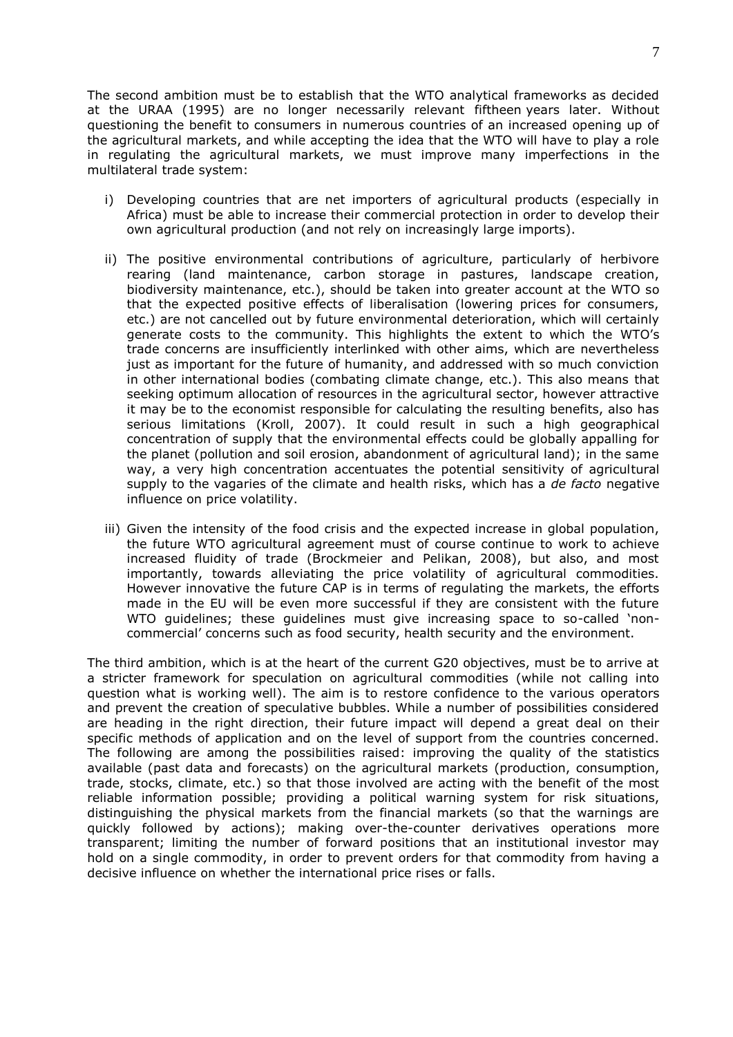The second ambition must be to establish that the WTO analytical frameworks as decided at the URAA (1995) are no longer necessarily relevant fifteen years later. Without questioning the benefit to consumers in numerous countries of an increased opening up of the agricultural markets, and while accepting the idea that the WTO will have to play a role in regulating the agricultural markets, we must improve many imperfections in the multilateral trade system:

i) Developing countries that are net importers of agricultural products (especially in Africa) must be able to increase their commercial protection in order to develop their own agricultural production (and not rely on increasingly large imports).

ii) The positive environmental contributions of agriculture, particularly of herbivore rearing (land maintenance, carbon storage in pastures, landscape creation, biodiversity maintenance, etc.), should be taken into greater account at the WTO so that the expected positive effects of liberalisation (lowering prices for consumers, etc.) are not cancelled out by future environmental deterioration, which will certainly generate costs to the community. This highlights the extent to which the WTO's trade concerns are insufficiently interlinked with other aims, which are nevertheless just as important for the future of humanity, and addressed with so much conviction in other international bodies (combating climate change, etc.). This also means that seeking optimum allocation of resources in the agricultural sector, however attractive it may be to the economist responsible for calculating the resulting benefits, also has serious limitations (Kroll, 2007). It could result in such a high geographical concentration of supply that the environmental effects could be globally appalling for the planet (pollution and soil erosion, abandonment of agricultural land); in the same way, a very high concentration accentuates the potential sensitivity of agricultural supply to the vagaries of the climate and health risks, which has a *de facto* negative influence on price volatility.

iii) Given the intensity of the food crisis and the expected increase in global population, the future WTO agricultural agreement must of course continue to work to achieve increased fluidity of trade (Brockmeier and Pelikan, 2008), but also, and most importantly, towards alleviating the price volatility of agricultural commodities. However innovative the future CAP is in terms of regulating the markets, the efforts made in the EU will be even more successful if they are consistent with the future WTO guidelines; these guidelines must give increasing space to so-called 'non-commercial' concerns such as food security, health security and the environment.

The third ambition, which is at the heart of the current G20 objectives, must be to arrive at a stricter framework for speculation on agricultural commodities (while not calling into question what is working well). The aim is to restore confidence to the various operators and prevent the creation of speculative bubbles. While a number of possibilities considered are heading in the right direction, their future impact will depend a great deal on their specific methods of application and on the level of support from the countries concerned. The following are among the possibilities raised: improving the quality of the statistics available (past data and forecasts) on the agricultural markets (production, consumption, trade, stocks, climate, etc.) so that those involved are acting with the benefit of the most reliable information possible; providing a political warning system for risk situations, distinguishing the physical markets from the financial markets (so that the warnings are quickly followed by actions); making over-the-counter derivatives operations more transparent; limiting the number of forward positions that an institutional investor may hold on a single commodity, in order to prevent orders for that commodity from having a decisive influence on whether the international price rises or falls.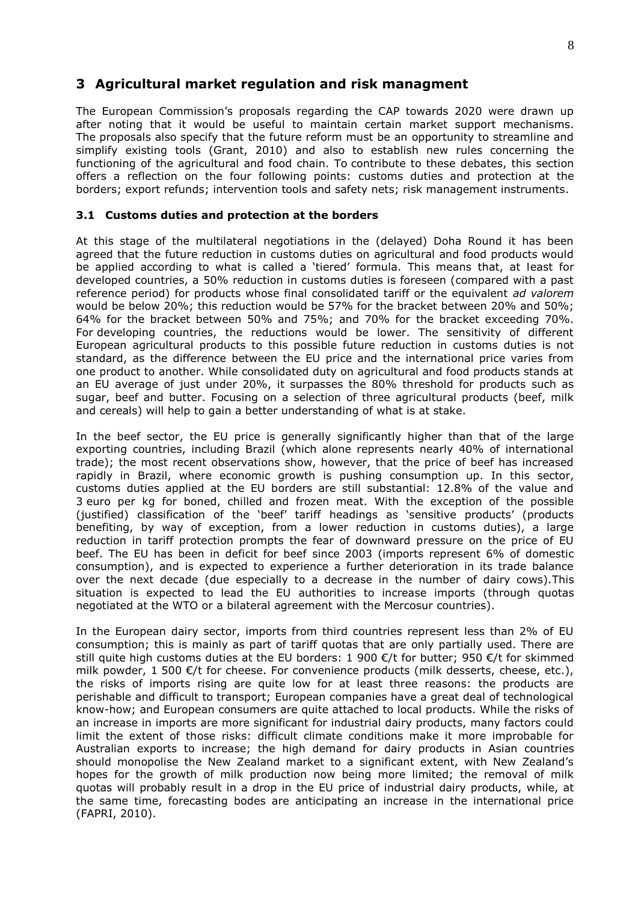# 3 Agricultural market regulation and risk managment

The European Commission's proposals regarding the CAP towards 2020 were drawn up after noting that it would be useful to maintain certain market support mechanisms. The proposals also specify that the future reform must be an opportunity to streamline and simplify existing tools (Grant, 2010) and also to establish new rules concerning the functioning of the agricultural and food chain. To contribute to these debates, this section offers a reflection on the four following points: customs duties and protection at the borders; export refunds; intervention tools and safety nets; risk management instruments.

### 3.1 Customs duties and protection at the borders

At this stage of the multilateral negotiations in the (delayed) Doha Round it has been agreed that the future reduction in customs duties on agricultural and food products would be applied according to what is called a 'tiered' formula. This means that, at least for developed countries, a 50% reduction in customs duties is foreseen (compared with a past reference period) for products whose final consolidated tariff or the equivalent *ad valorem* would be below 20%; this reduction would be 57% for the bracket between 20% and 50%; 64% for the bracket between 50% and 75%; and 70% for the bracket exceeding 70%. For developing countries, the reductions would be lower. The sensitivity of different European agricultural products to this possible future reduction in customs duties is not standard, as the difference between the EU price and the international price varies from one product to another. While consolidated duty on agricultural and food products stands at an EU average of just under 20%, it surpasses the 80% threshold for products such as sugar, beef and butter. Focusing on a selection of three agricultural products (beef, milk and cereals) will help to gain a better understanding of what is at stake.

In the beef sector, the EU price is generally significantly higher than that of the large exporting countries, including Brazil (which alone represents nearly 40% of international trade); the most recent observations show, however, that the price of beef has increased rapidly in Brazil, where economic growth is pushing consumption up. In this sector, customs duties applied at the EU borders are still substantial: 12.8% of the value and 3 euro per kg for boned, chilled and frozen meat. With the exception of the possible (justified) classification of the 'beef' tariff headings as 'sensitive products' (products benefiting, by way of exception, from a lower reduction in customs duties), a large reduction in tariff protection prompts the fear of downward pressure on the price of EU beef. The EU has been in deficit for beef since 2003 (imports represent 6% of domestic consumption), and is expected to experience a further deterioration in its trade balance over the next decade (due especially to a decrease in the number of dairy cows).This situation is expected to lead the EU authorities to increase imports (through quotas negotiated at the WTO or a bilateral agreement with the Mercosur countries).

In the European dairy sector, imports from third countries represent less than 2% of EU consumption; this is mainly as part of tariff quotas that are only partially used. There are still quite high customs duties at the EU borders: 1 900 €/t for butter; 950 €/t for skimmed milk powder, 1 500 €/t for cheese. For convenience products (milk desserts, cheese, etc.), the risks of imports rising are quite low for at least three reasons: the products are perishable and difficult to transport; European companies have a great deal of technological know-how; and European consumers are quite attached to local products. While the risks of an increase in imports are more significant for industrial dairy products, many factors could limit the extent of those risks: difficult climate conditions make it more improbable for Australian exports to increase; the high demand for dairy products in Asian countries should monopolise the New Zealand market to a significant extent, with New Zealand's hopes for the growth of milk production now being more limited; the removal of milk quotas will probably result in a drop in the EU price of industrial dairy products, while, at the same time, forecasting bodes are anticipating an increase in the international price (FAPRI, 2010).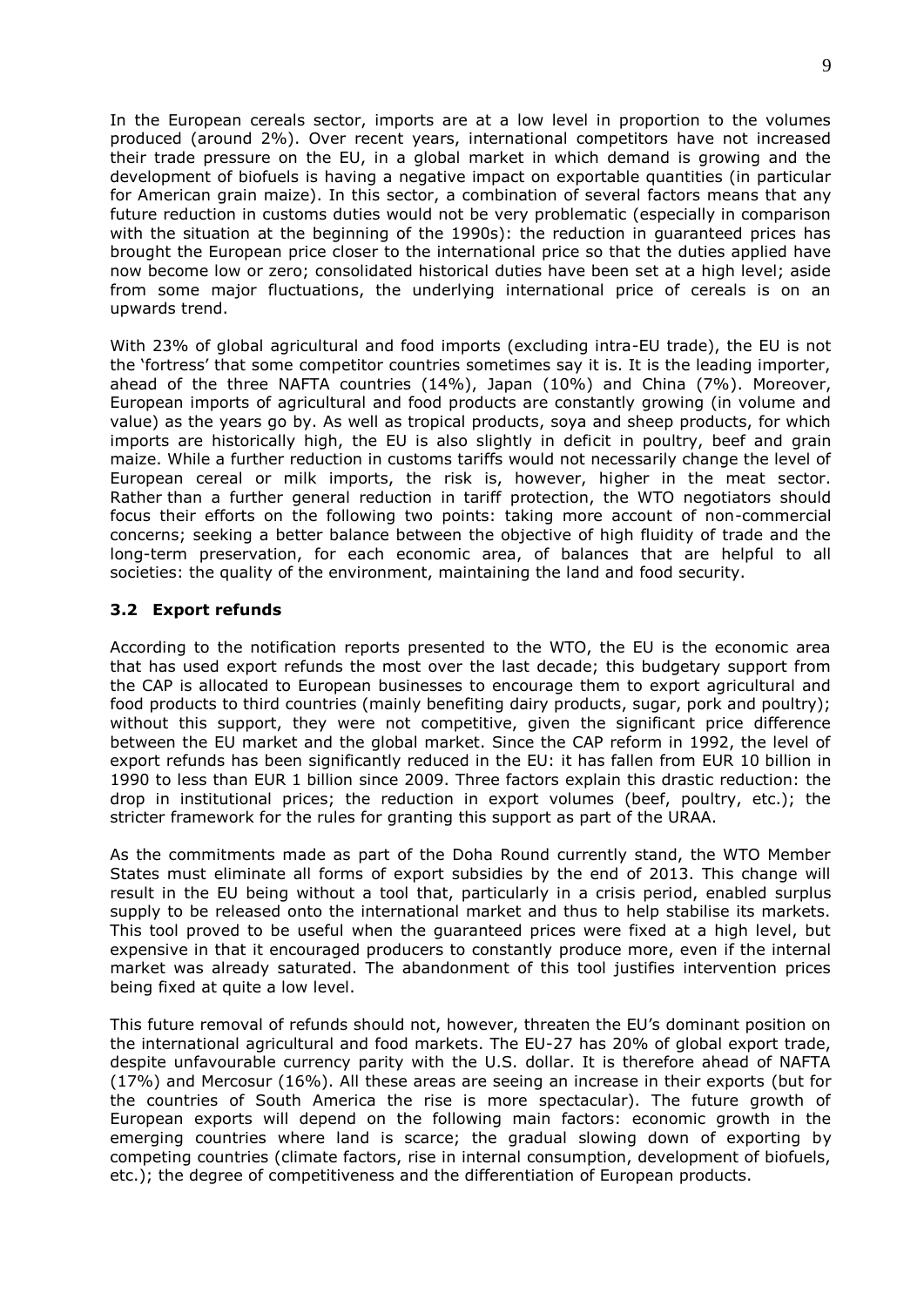In the European cereals sector, imports are at a low level in proportion to the volumes produced (around 2%). Over recent years, international competitors have not increased their trade pressure on the EU, in a global market in which demand is growing and the development of biofuels is having a negative impact on exportable quantities (in particular for American grain maize). In this sector, a combination of several factors means that any future reduction in customs duties would not be very problematic (especially in comparison with the situation at the beginning of the 1990s): the reduction in guaranteed prices has brought the European price closer to the international price so that the duties applied have now become low or zero; consolidated historical duties have been set at a high level; aside from some major fluctuations, the underlying international price of cereals is on an upwards trend.

With 23% of global agricultural and food imports (excluding intra-EU trade), the EU is not the 'fortress' that some competitor countries sometimes say it is. It is the leading importer, ahead of the three NAFTA countries (14%), Japan (10%) and China (7%). Moreover, European imports of agricultural and food products are constantly growing (in volume and value) as the years go by. As well as tropical products, soya and sheep products, for which imports are historically high, the EU is also slightly in deficit in poultry, beef and grain maize. While a further reduction in customs tariffs would not necessarily change the level of European cereal or milk imports, the risk is, however, higher in the meat sector. Rather than a further general reduction in tariff protection, the WTO negotiators should focus their efforts on the following two points: taking more account of non-commercial concerns; seeking a better balance between the objective of high fluidity of trade and the long-term preservation, for each economic area, of balances that are helpful to all societies: the quality of the environment, maintaining the land and food security.

### 3.2 Export refunds

According to the notification reports presented to the WTO, the EU is the economic area that has used export refunds the most over the last decade; this budgetary support from the CAP is allocated to European businesses to encourage them to export agricultural and food products to third countries (mainly benefiting dairy products, sugar, pork and poultry); without this support, they were not competitive, given the significant price difference between the EU market and the global market. Since the CAP reform in 1992, the level of export refunds has been significantly reduced in the EU: it has fallen from EUR 10 billion in 1990 to less than EUR 1 billion since 2009. Three factors explain this drastic reduction: the drop in institutional prices; the reduction in export volumes (beef, poultry, etc.); the stricter framework for the rules for granting this support as part of the URAA.

As the commitments made as part of the Doha Round currently stand, the WTO Member States must eliminate all forms of export subsidies by the end of 2013. This change will result in the EU being without a tool that, particularly in a crisis period, enabled surplus supply to be released onto the international market and thus to help stabilise its markets. This tool proved to be useful when the guaranteed prices were fixed at a high level, but expensive in that it encouraged producers to constantly produce more, even if the internal market was already saturated. The abandonment of this tool justifies intervention prices being fixed at quite a low level.

This future removal of refunds should not, however, threaten the EU's dominant position on the international agricultural and food markets. The EU-27 has 20% of global export trade, despite unfavourable currency parity with the U.S. dollar. It is therefore ahead of NAFTA (17%) and Mercosur (16%). All these areas are seeing an increase in their exports (but for the countries of South America the rise is more spectacular). The future growth of European exports will depend on the following main factors: economic growth in the emerging countries where land is scarce; the gradual slowing down of exporting by competing countries (climate factors, rise in internal consumption, development of biofuels, etc.); the degree of competitiveness and the differentiation of European products.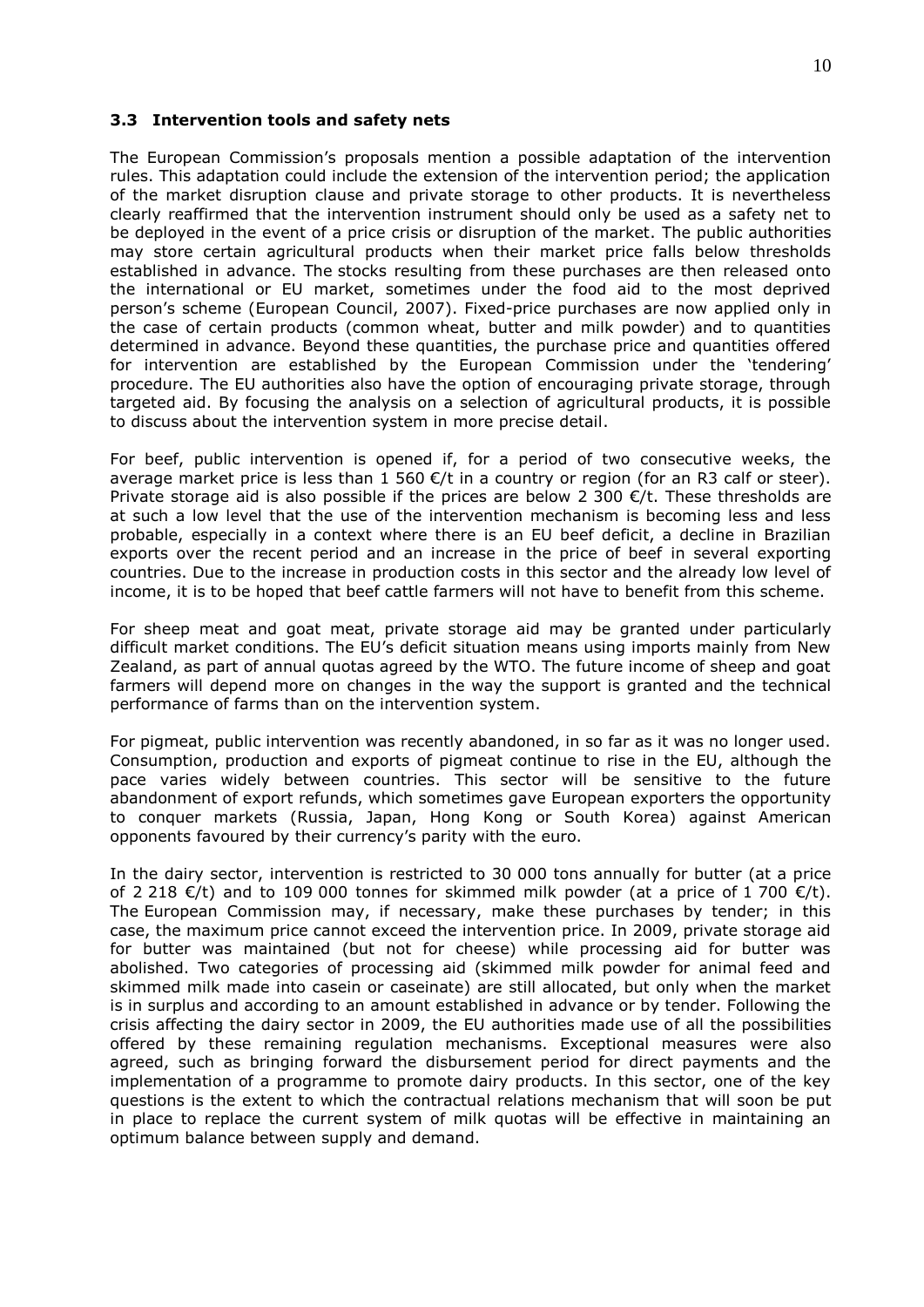### 3.3 Intervention tools and safety nets

The European Commission's proposals mention a possible adaptation of the intervention rules. This adaptation could include the extension of the intervention period; the application of the market disruption clause and private storage to other products. It is nevertheless clearly reaffirmed that the intervention instrument should only be used as a safety net to be deployed in the event of a price crisis or disruption of the market. The public authorities may store certain agricultural products when their market price falls below thresholds established in advance. The stocks resulting from these purchases are then released onto the international or EU market, sometimes under the food aid to the most deprived person's scheme (European Council, 2007). Fixed-price purchases are now applied only in the case of certain products (common wheat, butter and milk powder) and to quantities determined in advance. Beyond these quantities, the purchase price and quantities offered for intervention are established by the European Commission under the 'tendering' procedure. The EU authorities also have the option of encouraging private storage, through targeted aid. By focusing the analysis on a selection of agricultural products, it is possible to discuss about the intervention system in more precise detail.

For beef, public intervention is opened if, for a period of two consecutive weeks, the average market price is less than 1 560 €/t in a country or region (for an R3 calf or steer). Private storage aid is also possible if the prices are below 2 300 €/t. These thresholds are at such a low level that the use of the intervention mechanism is becoming less and less probable, especially in a context where there is an EU beef deficit, a decline in Brazilian exports over the recent period and an increase in the price of beef in several exporting countries. Due to the increase in production costs in this sector and the already low level of income, it is to be hoped that beef cattle farmers will not have to benefit from this scheme.

For sheep meat and goat meat, private storage aid may be granted under particularly difficult market conditions. The EU's deficit situation means using imports mainly from New Zealand, as part of annual quotas agreed by the WTO. The future income of sheep and goat farmers will depend more on changes in the way the support is granted and the technical performance of farms than on the intervention system.

For pigmeat, public intervention was recently abandoned, in so far as it was no longer used. Consumption, production and exports of pigmeat continue to rise in the EU, although the pace varies widely between countries. This sector will be sensitive to the future abandonment of export refunds, which sometimes gave European exporters the opportunity to conquer markets (Russia, Japan, Hong Kong or South Korea) against American opponents favoured by their currency's parity with the euro.

In the dairy sector, intervention is restricted to 30 000 tons annually for butter (at a price of 2 218 €/t) and to 109 000 tonnes for skimmed milk powder (at a price of 1 700 €/t). The European Commission may, if necessary, make these purchases by tender; in this case, the maximum price cannot exceed the intervention price. In 2009, private storage aid for butter was maintained (but not for cheese) while processing aid for butter was abolished. Two categories of processing aid (skimmed milk powder for animal feed and skimmed milk made into casein or caseinate) are still allocated, but only when the market is in surplus and according to an amount established in advance or by tender. Following the crisis affecting the dairy sector in 2009, the EU authorities made use of all the possibilities offered by these remaining regulation mechanisms. Exceptional measures were also agreed, such as bringing forward the disbursement period for direct payments and the implementation of a programme to promote dairy products. In this sector, one of the key questions is the extent to which the contractual relations mechanism that will soon be put in place to replace the current system of milk quotas will be effective in maintaining an optimum balance between supply and demand.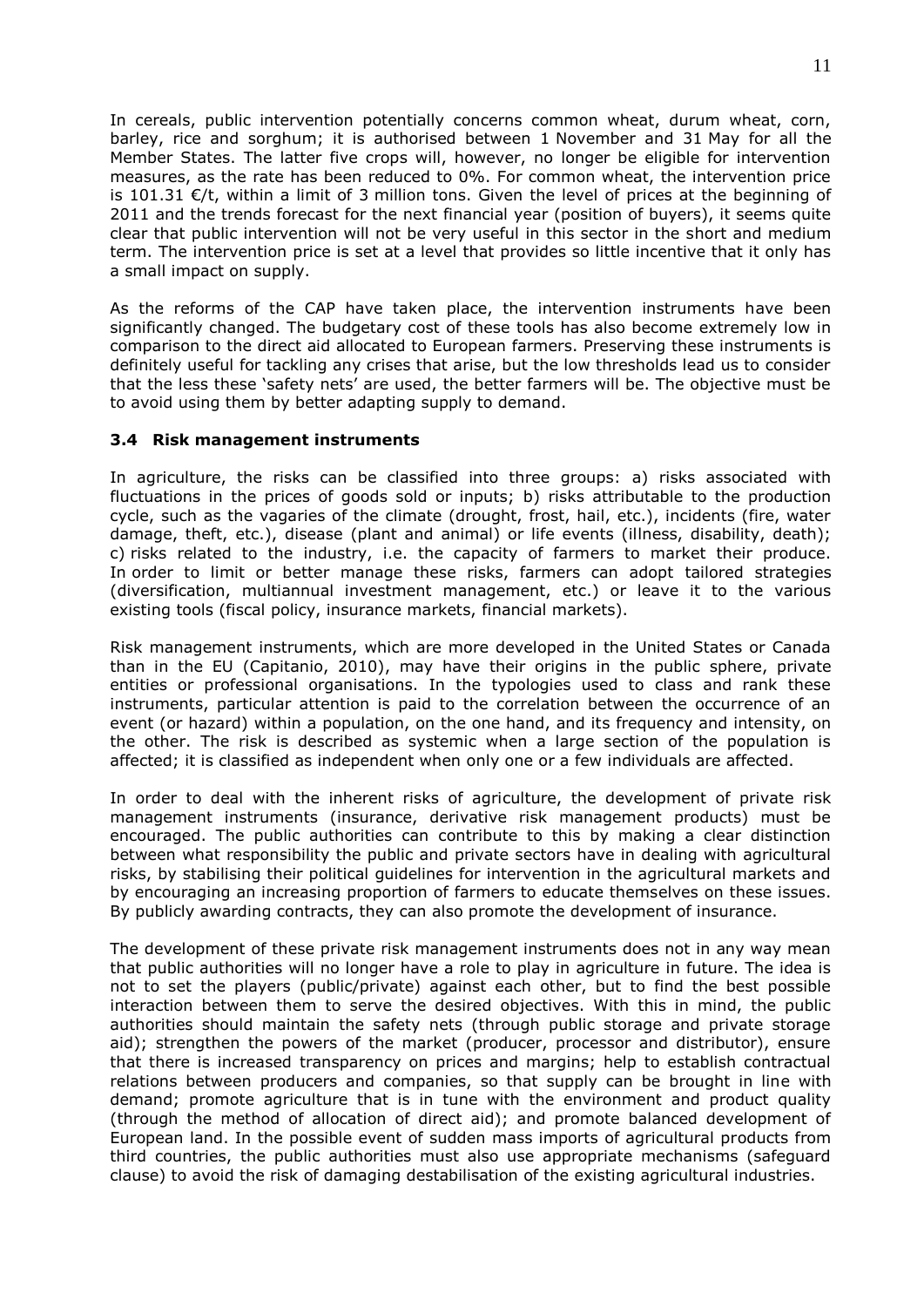In cereals, public intervention potentially concerns common wheat, durum wheat, corn, barley, rice and sorghum; it is authorised between 1 November and 31 May for all the Member States. The latter five crops will, however, no longer be eligible for intervention measures, as the rate has been reduced to 0%. For common wheat, the intervention price is 101.31 €/t, within a limit of 3 million tons. Given the level of prices at the beginning of 2011 and the trends forecast for the next financial year (position of buyers), it seems quite clear that public intervention will not be very useful in this sector in the short and medium term. The intervention price is set at a level that provides so little incentive that it only has a small impact on supply.

As the reforms of the CAP have taken place, the intervention instruments have been significantly changed. The budgetary cost of these tools has also become extremely low in comparison to the direct aid allocated to European farmers. Preserving these instruments is definitely useful for tackling any crises that arise, but the low thresholds lead us to consider that the less these 'safety nets' are used, the better farmers will be. The objective must be to avoid using them by better adapting supply to demand.

### 3.4 Risk management instruments

In agriculture, the risks can be classified into three groups: a) risks associated with fluctuations in the prices of goods sold or inputs; b) risks attributable to the production cycle, such as the vagaries of the climate (drought, frost, hail, etc.), incidents (fire, water damage, theft, etc.), disease (plant and animal) or life events (illness, disability, death); c) risks related to the industry, i.e. the capacity of farmers to market their produce. In order to limit or better manage these risks, farmers can adopt tailored strategies (diversification, multiannual investment management, etc.) or leave it to the various existing tools (fiscal policy, insurance markets, financial markets).

Risk management instruments, which are more developed in the United States or Canada than in the EU (Capitanio, 2010), may have their origins in the public sphere, private entities or professional organisations. In the typologies used to class and rank these instruments, particular attention is paid to the correlation between the occurrence of an event (or hazard) within a population, on the one hand, and its frequency and intensity, on the other. The risk is described as systemic when a large section of the population is affected; it is classified as independent when only one or a few individuals are affected.

In order to deal with the inherent risks of agriculture, the development of private risk management instruments (insurance, derivative risk management products) must be encouraged. The public authorities can contribute to this by making a clear distinction between what responsibility the public and private sectors have in dealing with agricultural risks, by stabilising their political guidelines for intervention in the agricultural markets and by encouraging an increasing proportion of farmers to educate themselves on these issues. By publicly awarding contracts, they can also promote the development of insurance.

The development of these private risk management instruments does not in any way mean that public authorities will no longer have a role to play in agriculture in future. The idea is not to set the players (public/private) against each other, but to find the best possible interaction between them to serve the desired objectives. With this in mind, the public authorities should maintain the safety nets (through public storage and private storage aid); strengthen the powers of the market (producer, processor and distributor), ensure that there is increased transparency on prices and margins; help to establish contractual relations between producers and companies, so that supply can be brought in line with demand; promote agriculture that is in tune with the environment and product quality (through the method of allocation of direct aid); and promote balanced development of European land. In the possible event of sudden mass imports of agricultural products from third countries, the public authorities must also use appropriate mechanisms (safeguard clause) to avoid the risk of damaging destabilisation of the existing agricultural industries.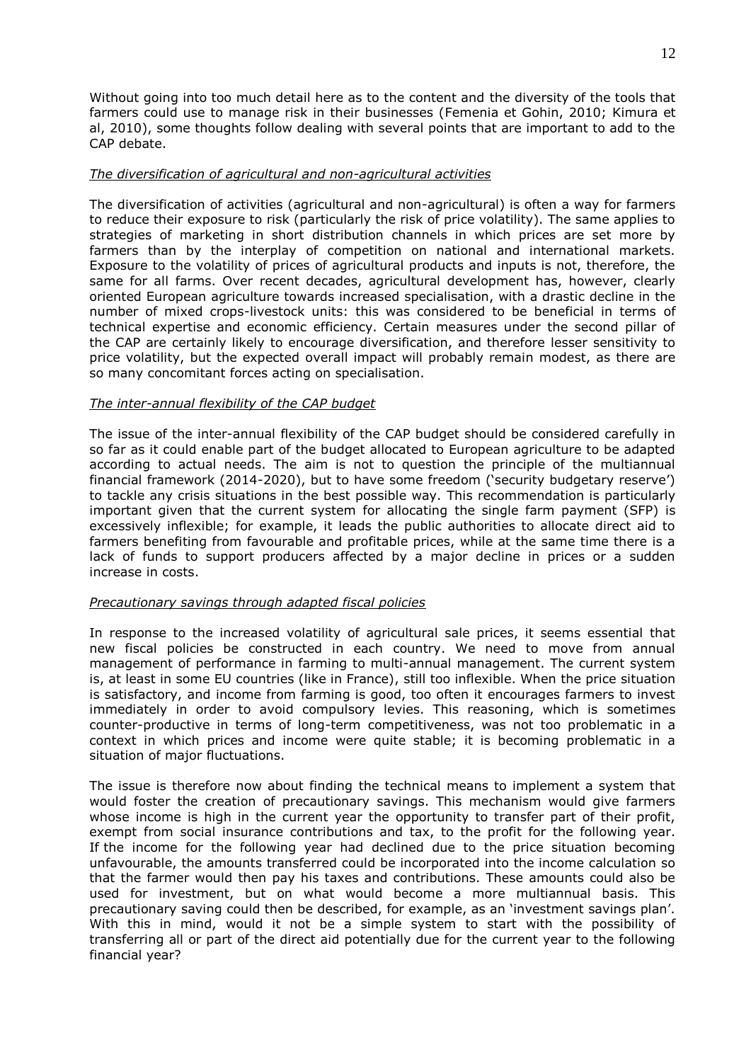Without going into too much detail here as to the content and the diversity of the tools that farmers could use to manage risk in their businesses (Femenia et Gohin, 2010; Kimura et al, 2010), some thoughts follow dealing with several points that are important to add to the CAP debate.

*The diversification of agricultural and non-agricultural activities*

The diversification of activities (agricultural and non-agricultural) is often a way for farmers to reduce their exposure to risk (particularly the risk of price volatility). The same applies to strategies of marketing in short distribution channels in which prices are set more by farmers than by the interplay of competition on national and international markets. Exposure to the volatility of prices of agricultural products and inputs is not, therefore, the same for all farms. Over recent decades, agricultural development has, however, clearly oriented European agriculture towards increased specialisation, with a drastic decline in the number of mixed crops-livestock units: this was considered to be beneficial in terms of technical expertise and economic efficiency. Certain measures under the second pillar of the CAP are certainly likely to encourage diversification, and therefore lesser sensitivity to price volatility, but the expected overall impact will probably remain modest, as there are so many concomitant forces acting on specialisation.

*The inter-annual flexibility of the CAP budget*

The issue of the inter-annual flexibility of the CAP budget should be considered carefully in so far as it could enable part of the budget allocated to European agriculture to be adapted according to actual needs. The aim is not to question the principle of the multiannual financial framework (2014-2020), but to have some freedom ('security budgetary reserve') to tackle any crisis situations in the best possible way. This recommendation is particularly important given that the current system for allocating the single farm payment (SFP) is excessively inflexible; for example, it leads the public authorities to allocate direct aid to farmers benefiting from favourable and profitable prices, while at the same time there is a lack of funds to support producers affected by a major decline in prices or a sudden increase in costs.

*Precautionary savings through adapted fiscal policies*

In response to the increased volatility of agricultural sale prices, it seems essential that new fiscal policies be constructed in each country. We need to move from annual management of performance in farming to multi-annual management. The current system is, at least in some EU countries (like in France), still too inflexible. When the price situation is satisfactory, and income from farming is good, too often it encourages farmers to invest immediately in order to avoid compulsory levies. This reasoning, which is sometimes counter-productive in terms of long-term competitiveness, was not too problematic in a context in which prices and income were quite stable; it is becoming problematic in a situation of major fluctuations.

The issue is therefore now about finding the technical means to implement a system that would foster the creation of precautionary savings. This mechanism would give farmers whose income is high in the current year the opportunity to transfer part of their profit, exempt from social insurance contributions and tax, to the profit for the following year. If the income for the following year had declined due to the price situation becoming unfavourable, the amounts transferred could be incorporated into the income calculation so that the farmer would then pay his taxes and contributions. These amounts could also be used for investment, but on what would become a more multiannual basis. This precautionary saving could then be described, for example, as an 'investment savings plan'. With this in mind, would it not be a simple system to start with the possibility of transferring all or part of the direct aid potentially due for the current year to the following financial year?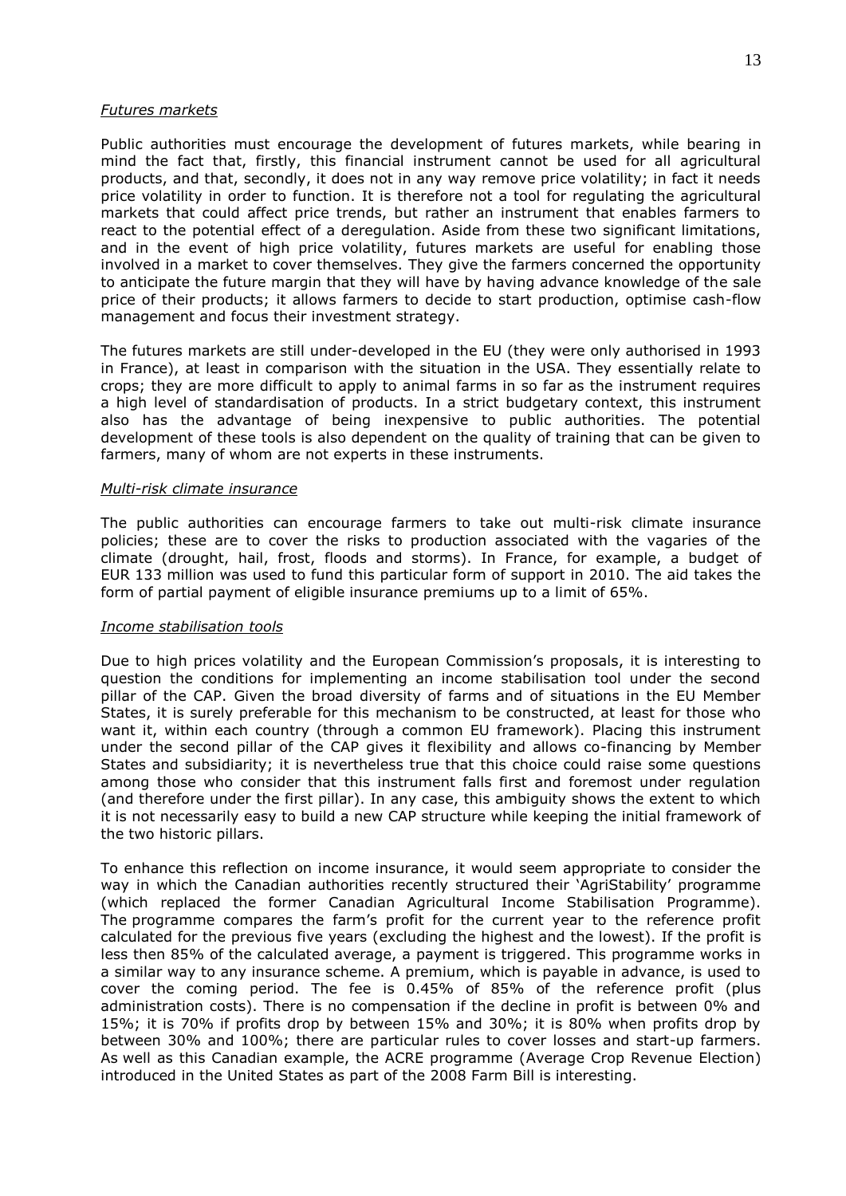*Futures markets*

Public authorities must encourage the development of futures markets, while bearing in mind the fact that, firstly, this financial instrument cannot be used for all agricultural products, and that, secondly, it does not in any way remove price volatility; in fact it needs price volatility in order to function. It is therefore not a tool for regulating the agricultural markets that could affect price trends, but rather an instrument that enables farmers to react to the potential effect of a deregulation. Aside from these two significant limitations, and in the event of high price volatility, futures markets are useful for enabling those involved in a market to cover themselves. They give the farmers concerned the opportunity to anticipate the future margin that they will have by having advance knowledge of the sale price of their products; it allows farmers to decide to start production, optimise cash-flow management and focus their investment strategy.

The futures markets are still under-developed in the EU (they were only authorised in 1993 in France), at least in comparison with the situation in the USA. They essentially relate to crops; they are more difficult to apply to animal farms in so far as the instrument requires a high level of standardisation of products. In a strict budgetary context, this instrument also has the advantage of being inexpensive to public authorities. The potential development of these tools is also dependent on the quality of training that can be given to farmers, many of whom are not experts in these instruments.

*Multi-risk climate insurance*

The public authorities can encourage farmers to take out multi-risk climate insurance policies; these are to cover the risks to production associated with the vagaries of the climate (drought, hail, frost, floods and storms). In France, for example, a budget of EUR 133 million was used to fund this particular form of support in 2010. The aid takes the form of partial payment of eligible insurance premiums up to a limit of 65%.

*Income stabilisation tools*

Due to high prices volatility and the European Commission's proposals, it is interesting to question the conditions for implementing an income stabilisation tool under the second pillar of the CAP. Given the broad diversity of farms and of situations in the EU Member States, it is surely preferable for this mechanism to be constructed, at least for those who want it, within each country (through a common EU framework). Placing this instrument under the second pillar of the CAP gives it flexibility and allows co-financing by Member States and subsidiarity; it is nevertheless true that this choice could raise some questions among those who consider that this instrument falls first and foremost under regulation (and therefore under the first pillar). In any case, this ambiguity shows the extent to which it is not necessarily easy to build a new CAP structure while keeping the initial framework of the two historic pillars.

To enhance this reflection on income insurance, it would seem appropriate to consider the way in which the Canadian authorities recently structured their 'AgriStability' programme (which replaced the former Canadian Agricultural Income Stabilisation Programme). The programme compares the farm's profit for the current year to the reference profit calculated for the previous five years (excluding the highest and the lowest). If the profit is less then 85% of the calculated average, a payment is triggered. This programme works in a similar way to any insurance scheme. A premium, which is payable in advance, is used to cover the coming period. The fee is 0.45% of 85% of the reference profit (plus administration costs). There is no compensation if the decline in profit is between 0% and 15%; it is 70% if profits drop by between 15% and 30%; it is 80% when profits drop by between 30% and 100%; there are particular rules to cover losses and start-up farmers. As well as this Canadian example, the ACRE programme (Average Crop Revenue Election) introduced in the United States as part of the 2008 Farm Bill is interesting.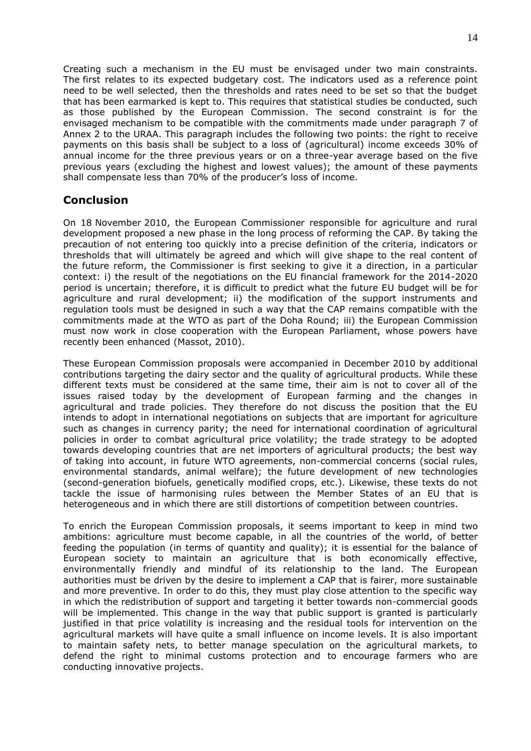Creating such a mechanism in the EU must be envisaged under two main constraints. The first relates to its expected budgetary cost. The indicators used as a reference point need to be well selected, then the thresholds and rates need to be set so that the budget that has been earmarked is kept to. This requires that statistical studies be conducted, such as those published by the European Commission. The second constraint is for the envisaged mechanism to be compatible with the commitments made under paragraph 7 of Annex 2 to the URAA. This paragraph includes the following two points: the right to receive payments on this basis shall be subject to a loss of (agricultural) income exceeds 30% of annual income for the three previous years or on a three-year average based on the five previous years (excluding the highest and lowest values); the amount of these payments shall compensate less than 70% of the producer's loss of income.

## Conclusion

On 18 November 2010, the European Commissioner responsible for agriculture and rural development proposed a new phase in the long process of reforming the CAP. By taking the precaution of not entering too quickly into a precise definition of the criteria, indicators or thresholds that will ultimately be agreed and which will give shape to the real content of the future reform, the Commissioner is first seeking to give it a direction, in a particular context: i) the result of the negotiations on the EU financial framework for the 2014-2020 period is uncertain; therefore, it is difficult to predict what the future EU budget will be for agriculture and rural development; ii) the modification of the support instruments and regulation tools must be designed in such a way that the CAP remains compatible with the commitments made at the WTO as part of the Doha Round; iii) the European Commission must now work in close cooperation with the European Parliament, whose powers have recently been enhanced (Massot, 2010).

These European Commission proposals were accompanied in December 2010 by additional contributions targeting the dairy sector and the quality of agricultural products. While these different texts must be considered at the same time, their aim is not to cover all of the issues raised today by the development of European farming and the changes in agricultural and trade policies. They therefore do not discuss the position that the EU intends to adopt in international negotiations on subjects that are important for agriculture such as changes in currency parity; the need for international coordination of agricultural policies in order to combat agricultural price volatility; the trade strategy to be adopted towards developing countries that are net importers of agricultural products; the best way of taking into account, in future WTO agreements, non-commercial concerns (social rules, environmental standards, animal welfare); the future development of new technologies (second-generation biofuels, genetically modified crops, etc.). Likewise, these texts do not tackle the issue of harmonising rules between the Member States of an EU that is heterogeneous and in which there are still distortions of competition between countries.

To enrich the European Commission proposals, it seems important to keep in mind two ambitions: agriculture must become capable, in all the countries of the world, of better feeding the population (in terms of quantity and quality); it is essential for the balance of European society to maintain an agriculture that is both economically effective, environmentally friendly and mindful of its relationship to the land. The European authorities must be driven by the desire to implement a CAP that is fairer, more sustainable and more preventive. In order to do this, they must play close attention to the specific way in which the redistribution of support and targeting it better towards non-commercial goods will be implemented. This change in the way that public support is granted is particularly justified in that price volatility is increasing and the residual tools for intervention on the agricultural markets will have quite a small influence on income levels. It is also important to maintain safety nets, to better manage speculation on the agricultural markets, to defend the right to minimal customs protection and to encourage farmers who are conducting innovative projects.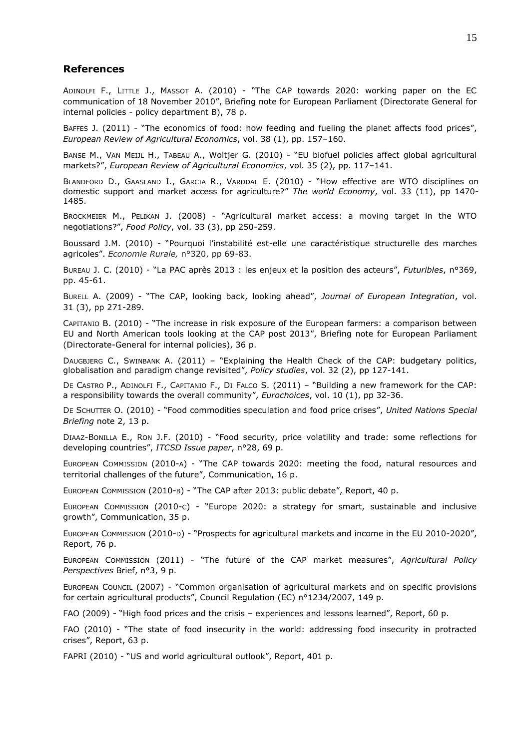## References

ADINOLFI F., LITTLE J., MASSOT A. (2010) - "The CAP towards 2020: working paper on the EC communication of 18 November 2010", Briefing note for European Parliament (Directorate General for internal policies - policy department B), 78 p.

BAFFES J. (2011) - "The economics of food: how feeding and fueling the planet affects food prices", *European Review of Agricultural Economics*, vol. 38 (1), pp. 157–160.

BANSE M., VAN MEIJL H., TABEAU A., Woltjer G. (2010) - "EU biofuel policies affect global agricultural markets?", *European Review of Agricultural Economics*, vol. 35 (2), pp. 117–141.

BLANDFORD D., GAASLAND I., GARCIA R., VARDDAL E. (2010) - "How effective are WTO disciplines on domestic support and market access for agriculture?" *The world Economy*, vol. 33 (11), pp 1470-1485.

BROCKMEIER M., PELIKAN J. (2008) - "Agricultural market access: a moving target in the WTO negotiations?", *Food Policy*, vol. 33 (3), pp 250-259.

Boussard J.M. (2010) - "Pourquoi l'instabilité est-elle une caractéristique structurelle des marches agricoles". *Economie Rurale,* n°320, pp 69-83.

BUREAU J. C. (2010) - "La PAC après 2013 : les enjeux et la position des acteurs", *Futuribles*, n°369, pp. 45-61.

BURELL A. (2009) - "The CAP, looking back, looking ahead", *Journal of European Integration*, vol. 31 (3), pp 271-289.

CAPITANIO B. (2010) - "The increase in risk exposure of the European farmers: a comparison between EU and North American tools looking at the CAP post 2013", Briefing note for European Parliament (Directorate-General for internal policies), 36 p.

DAUGBJERG C., SWINBANK A. (2011) – "Explaining the Health Check of the CAP: budgetary politics, globalisation and paradigm change revisited", *Policy studies*, vol. 32 (2), pp 127-141.

DE CASTRO P., ADINOLFI F., CAPITANIO F., DI FALCO S. (2011) – "Building a new framework for the CAP: a responsibility towards the overall community", *Eurochoices*, vol. 10 (1), pp 32-36.

DE SCHUTTER O. (2010) - "Food commodities speculation and food price crises", *United Nations Special Briefing* note 2, 13 p.

DIAAZ-BONILLA E., RON J.F. (2010) - "Food security, price volatility and trade: some reflections for developing countries", *ITCSD Issue paper*, n°28, 69 p.

EUROPEAN COMMISSION (2010-A) - "The CAP towards 2020: meeting the food, natural resources and territorial challenges of the future", Communication, 16 p.

EUROPEAN COMMISSION (2010-B) - "The CAP after 2013: public debate", Report, 40 p.

EUROPEAN COMMISSION (2010-C) - "Europe 2020: a strategy for smart, sustainable and inclusive growth", Communication, 35 p.

EUROPEAN COMMISSION (2010-D) - "Prospects for agricultural markets and income in the EU 2010-2020", Report, 76 p.

EUROPEAN COMMISSION (2011) - "The future of the CAP market measures", *Agricultural Policy Perspectives* Brief, n°3, 9 p.

EUROPEAN COUNCIL (2007) - "Common organisation of agricultural markets and on specific provisions for certain agricultural products", Council Regulation (EC) n°1234/2007, 149 p.

FAO (2009) - "High food prices and the crisis – experiences and lessons learned", Report, 60 p.

FAO (2010) - "The state of food insecurity in the world: addressing food insecurity in protracted crises", Report, 63 p.

FAPRI (2010) - "US and world agricultural outlook", Report, 401 p.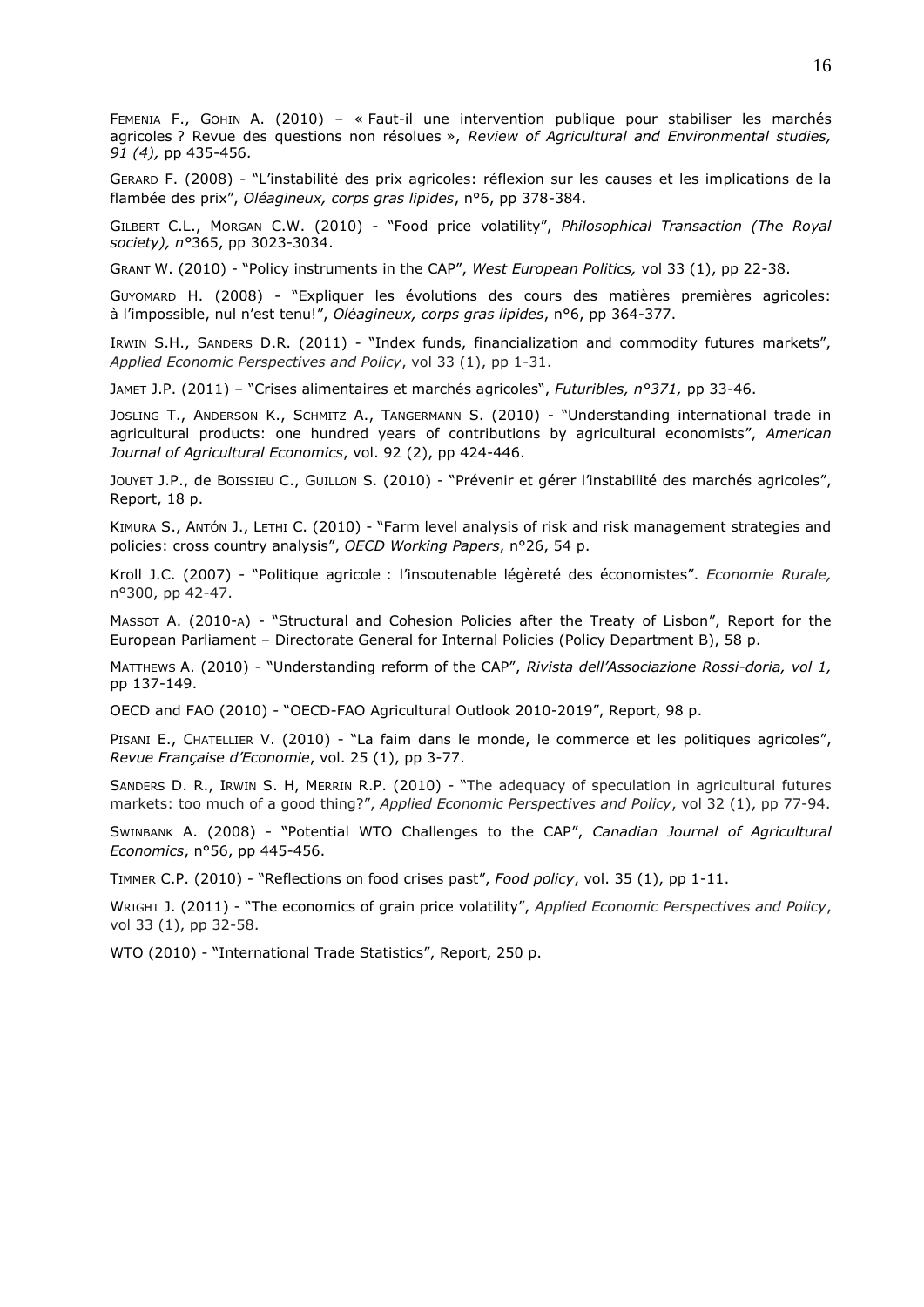FEMENIA F., GOHIN A. (2010) – « Faut-il une intervention publique pour stabiliser les marchés agricoles ? Revue des questions non résolues », *Review of Agricultural and Environmental studies, 91 (4),* pp 435-456.

GERARD F. (2008) - "L'instabilité des prix agricoles: réflexion sur les causes et les implications de la flambée des prix", *Oléagineux, corps gras lipides*, n°6, pp 378-384.

GILBERT C.L., MORGAN C.W. (2010) - "Food price volatility", *Philosophical Transaction (The Royal society), n°*365, pp 3023-3034.

GRANT W. (2010) - "Policy instruments in the CAP", *West European Politics,* vol 33 (1), pp 22-38.

GUYOMARD H. (2008) - "Expliquer les évolutions des cours des matières premières agricoles: à l'impossible, nul n'est tenu!", *Oléagineux, corps gras lipides*, n°6, pp 364-377.

IRWIN S.H., SANDERS D.R. (2011) - "Index funds, financialization and commodity futures markets", *Applied Economic Perspectives and Policy*, vol 33 (1), pp 1-31.

JAMET J.P. (2011) – "Crises alimentaires et marchés agricoles", *Futuribles, n°371,* pp 33-46.

JOSLING T., ANDERSON K., SCHMITZ A., TANGERMANN S. (2010) - "Understanding international trade in agricultural products: one hundred years of contributions by agricultural economists", *American Journal of Agricultural Economics*, vol. 92 (2), pp 424-446.

JOUYET J.P., de BOISSIEU C., GUILLON S. (2010) - "Prévenir et gérer l'instabilité des marchés agricoles", Report, 18 p.

KIMURA S., ANTÓN J., LETHI C. (2010) - "Farm level analysis of risk and risk management strategies and policies: cross country analysis", *OECD Working Papers*, n°26, 54 p.

Kroll J.C. (2007) - "Politique agricole : l'insoutenable légèreté des économistes". *Economie Rurale,* n°300, pp 42-47.

MASSOT A. (2010-A) - "Structural and Cohesion Policies after the Treaty of Lisbon", Report for the European Parliament – Directorate General for Internal Policies (Policy Department B), 58 p.

MATTHEWS A. (2010) - "Understanding reform of the CAP", *Rivista dell'Associazione Rossi-doria, vol 1,* pp 137-149.

OECD and FAO (2010) - "OECD-FAO Agricultural Outlook 2010-2019", Report, 98 p.

PISANI E., CHATELLIER V. (2010) - "La faim dans le monde, le commerce et les politiques agricoles", *Revue Française d'Economie*, vol. 25 (1), pp 3-77.

SANDERS D. R., IRWIN S. H, MERRIN R.P. (2010) - "The adequacy of speculation in agricultural futures markets: too much of a good thing?", *Applied Economic Perspectives and Policy*, vol 32 (1), pp 77-94.

SWINBANK A. (2008) - "Potential WTO Challenges to the CAP", *Canadian Journal of Agricultural Economics*, n°56, pp 445-456.

TIMMER C.P. (2010) - "Reflections on food crises past", *Food policy*, vol. 35 (1), pp 1-11.

WRIGHT J. (2011) - "The economics of grain price volatility", *Applied Economic Perspectives and Policy*, vol 33 (1), pp 32-58.

WTO (2010) - "International Trade Statistics", Report, 250 p.